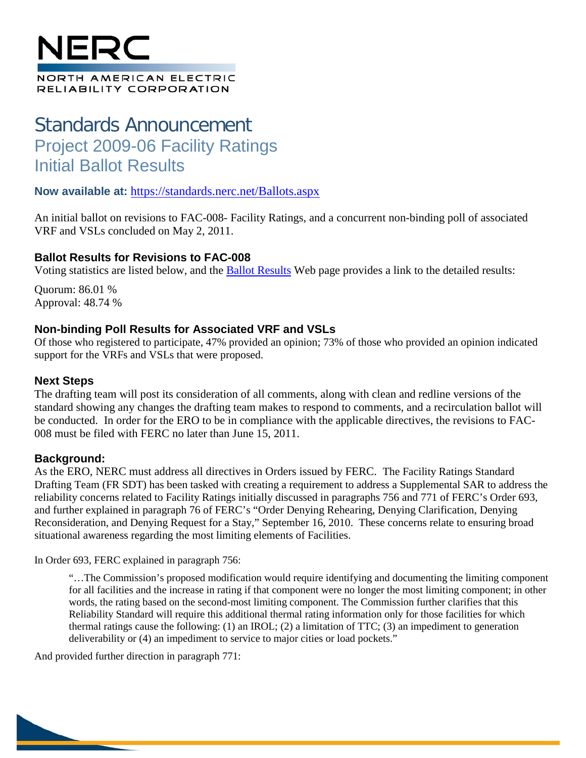# Standards Announcement

## Project 2009-06 Facility Ratings

## Initial Ballot Results

**Now available at:** https://standards.nerc.net/Ballots.aspx

An initial ballot on revisions to FAC-008- Facility Ratings, and a concurrent non-binding poll of associated VRF and VSLs concluded on May 2, 2011.

### Ballot Results for Revisions to FAC-008

Voting statistics are listed below, and the Ballot Results Web page provides a link to the detailed results:

Quorum: 86.01 %
Approval: 48.74 %

### Non-binding Poll Results for Associated VRF and VSLs

Of those who registered to participate, 47% provided an opinion; 73% of those who provided an opinion indicated support for the VRFs and VSLs that were proposed.

### Next Steps

The drafting team will post its consideration of all comments, along with clean and redline versions of the standard showing any changes the drafting team makes to respond to comments, and a recirculation ballot will be conducted. In order for the ERO to be in compliance with the applicable directives, the revisions to FAC-008 must be filed with FERC no later than June 15, 2011.

### Background:

As the ERO, NERC must address all directives in Orders issued by FERC. The Facility Ratings Standard Drafting Team (FR SDT) has been tasked with creating a requirement to address a Supplemental SAR to address the reliability concerns related to Facility Ratings initially discussed in paragraphs 756 and 771 of FERC's Order 693, and further explained in paragraph 76 of FERC's "Order Denying Rehearing, Denying Clarification, Denying Reconsideration, and Denying Request for a Stay," September 16, 2010. These concerns relate to ensuring broad situational awareness regarding the most limiting elements of Facilities.

In Order 693, FERC explained in paragraph 756:

> "…The Commission's proposed modification would require identifying and documenting the limiting component for all facilities and the increase in rating if that component were no longer the most limiting component; in other words, the rating based on the second-most limiting component. The Commission further clarifies that this Reliability Standard will require this additional thermal rating information only for those facilities for which thermal ratings cause the following: (1) an IROL; (2) a limitation of TTC; (3) an impediment to generation deliverability or (4) an impediment to service to major cities or load pockets."

And provided further direction in paragraph 771: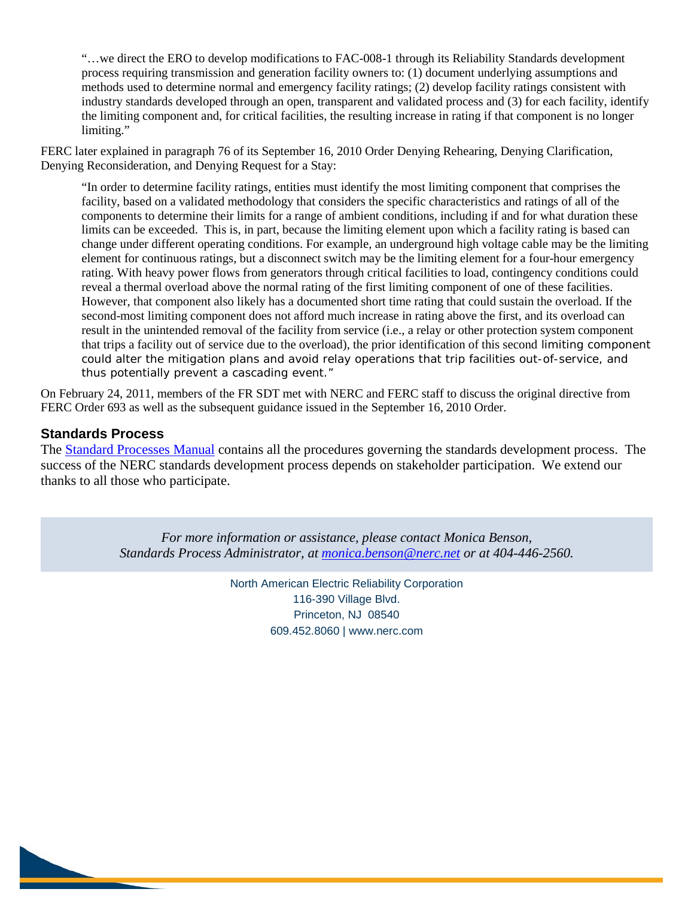> "…we direct the ERO to develop modifications to FAC-008-1 through its Reliability Standards development process requiring transmission and generation facility owners to: (1) document underlying assumptions and methods used to determine normal and emergency facility ratings; (2) develop facility ratings consistent with industry standards developed through an open, transparent and validated process and (3) for each facility, identify the limiting component and, for critical facilities, the resulting increase in rating if that component is no longer limiting."

FERC later explained in paragraph 76 of its September 16, 2010 Order Denying Rehearing, Denying Clarification, Denying Reconsideration, and Denying Request for a Stay:

> "In order to determine facility ratings, entities must identify the most limiting component that comprises the facility, based on a validated methodology that considers the specific characteristics and ratings of all of the components to determine their limits for a range of ambient conditions, including if and for what duration these limits can be exceeded. This is, in part, because the limiting element upon which a facility rating is based can change under different operating conditions. For example, an underground high voltage cable may be the limiting element for continuous ratings, but a disconnect switch may be the limiting element for a four-hour emergency rating. With heavy power flows from generators through critical facilities to load, contingency conditions could reveal a thermal overload above the normal rating of the first limiting component of one of these facilities. However, that component also likely has a documented short time rating that could sustain the overload. If the second-most limiting component does not afford much increase in rating above the first, and its overload can result in the unintended removal of the facility from service (i.e., a relay or other protection system component that trips a facility out of service due to the overload), the prior identification of this second limiting component could alter the mitigation plans and avoid relay operations that trip facilities out-of-service, and thus potentially prevent a cascading event."

On February 24, 2011, members of the FR SDT met with NERC and FERC staff to discuss the original directive from FERC Order 693 as well as the subsequent guidance issued in the September 16, 2010 Order.

## Standards Process

The Standard Processes Manual contains all the procedures governing the standards development process. The success of the NERC standards development process depends on stakeholder participation. We extend our thanks to all those who participate.

*For more information or assistance, please contact Monica Benson, Standards Process Administrator, at monica.benson@nerc.net or at 404-446-2560.*

North American Electric Reliability Corporation
116-390 Village Blvd.
Princeton, NJ 08540
609.452.8060 | www.nerc.com